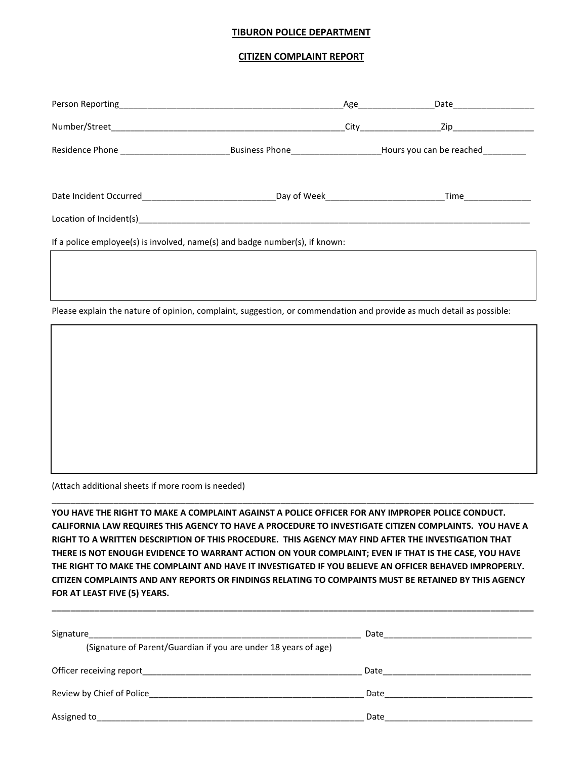# TIBURON POLICE DEPARTMENT

## CITIZEN COMPLAINT REPORT

Person Reporting_______________________________________________Age________________Date_________________

Number/Street__________________________________________________City_________________Zip_________________

Residence Phone _______________________Business Phone___________________Hours you can be reached_________

Date Incident Occurred____________________________Day of Week_________________________Time______________

Location of Incident(s)_________________________________________________________________________________________

If a police employee(s) is involved, name(s) and badge number(s), if known:

Please explain the nature of opinion, complaint, suggestion, or commendation and provide as much detail as possible:

(Attach additional sheets if more room is needed)

---

**YOU HAVE THE RIGHT TO MAKE A COMPLAINT AGAINST A POLICE OFFICER FOR ANY IMPROPER POLICE CONDUCT. CALIFORNIA LAW REQUIRES THIS AGENCY TO HAVE A PROCEDURE TO INVESTIGATE CITIZEN COMPLAINTS. YOU HAVE A RIGHT TO A WRITTEN DESCRIPTION OF THIS PROCEDURE. THIS AGENCY MAY FIND AFTER THE INVESTIGATION THAT THERE IS NOT ENOUGH EVIDENCE TO WARRANT ACTION ON YOUR COMPLAINT; EVEN IF THAT IS THE CASE, YOU HAVE THE RIGHT TO MAKE THE COMPLAINT AND HAVE IT INVESTIGATED IF YOU BELIEVE AN OFFICER BEHAVED IMPROPERLY. CITIZEN COMPLAINTS AND ANY REPORTS OR FINDINGS RELATING TO COMPAINTS MUST BE RETAINED BY THIS AGENCY FOR AT LEAST FIVE (5) YEARS.**

---

Signature____________________________________________________________ Date________________________________

(Signature of Parent/Guardian if you are under 18 years of age)

Officer receiving report_______________________________________________ Date________________________________

Review by Chief of Police_______________________________________________ Date________________________________

Assigned to____________________________________________________________ Date________________________________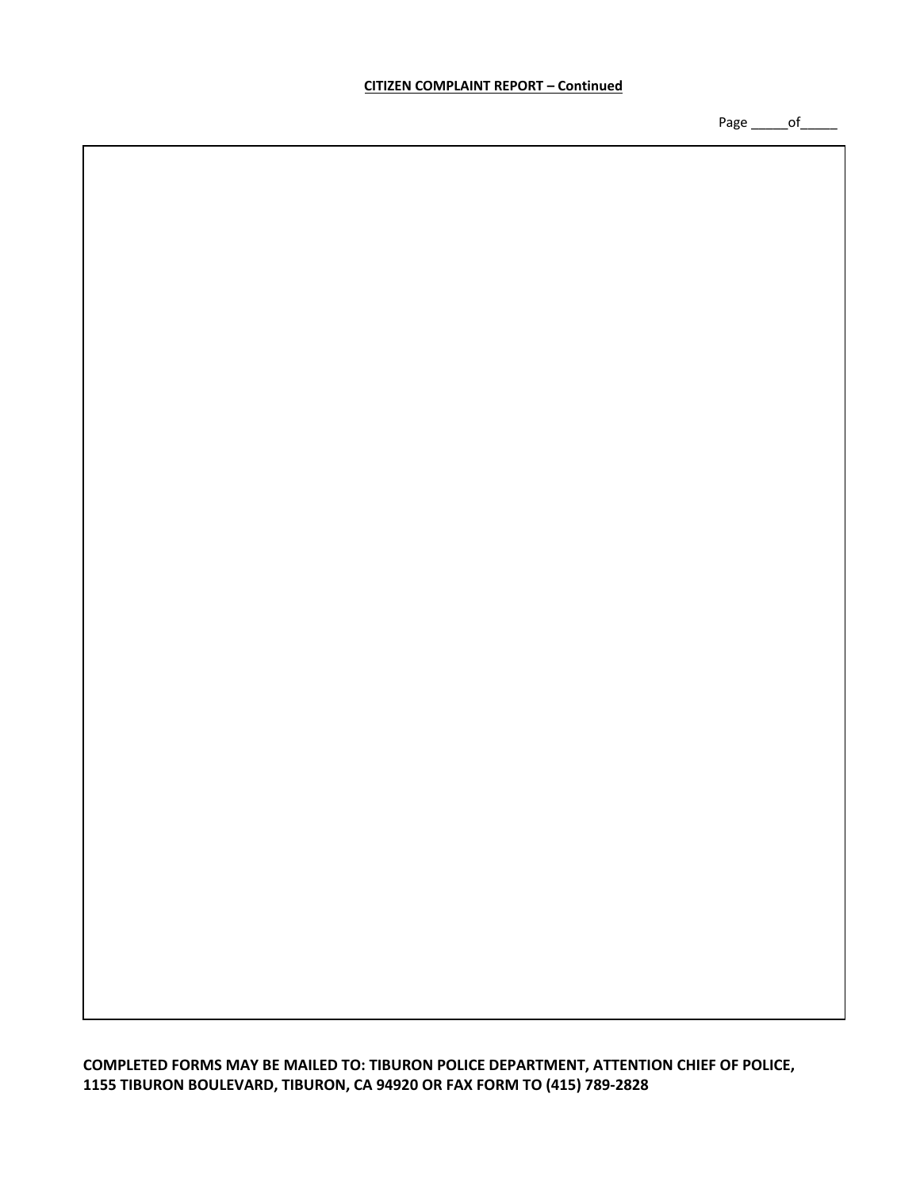**CITIZEN COMPLAINT REPORT – Continued**

Page _____of_____

**COMPLETED FORMS MAY BE MAILED TO: TIBURON POLICE DEPARTMENT, ATTENTION CHIEF OF POLICE, 1155 TIBURON BOULEVARD, TIBURON, CA 94920 OR FAX FORM TO (415) 789-2828**